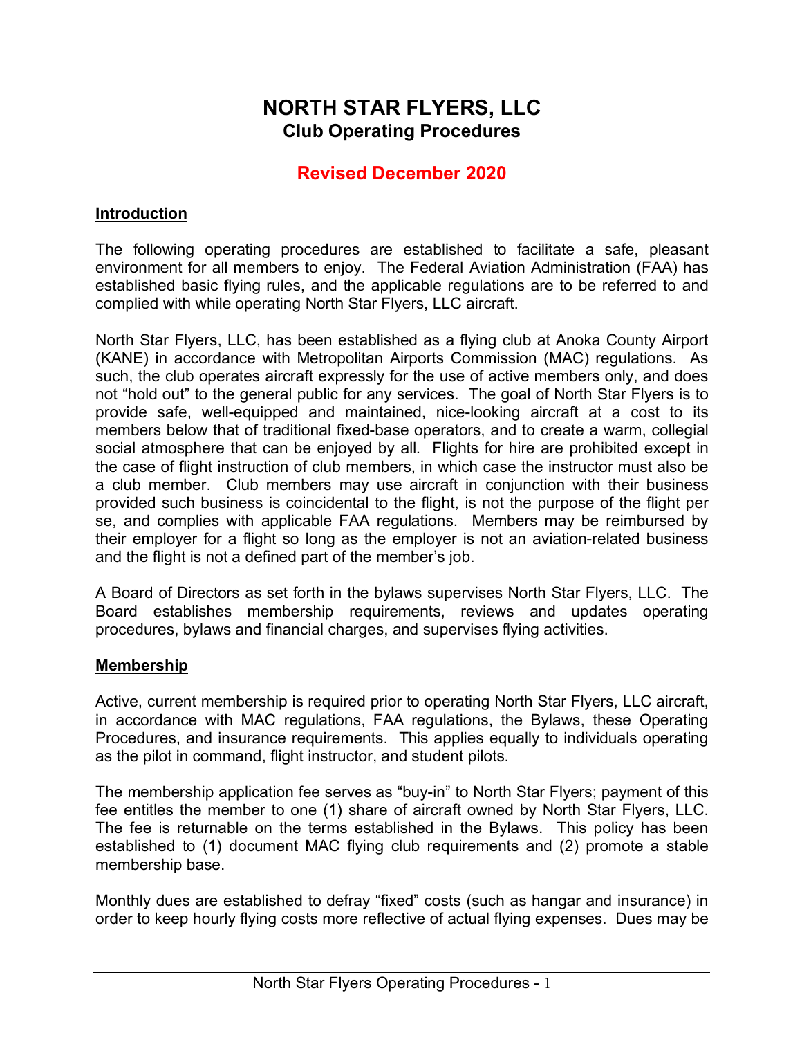# NORTH STAR FLYERS, LLC
## Club Operating Procedures

## Revised December 2020

### Introduction

The following operating procedures are established to facilitate a safe, pleasant environment for all members to enjoy. The Federal Aviation Administration (FAA) has established basic flying rules, and the applicable regulations are to be referred to and complied with while operating North Star Flyers, LLC aircraft.

North Star Flyers, LLC, has been established as a flying club at Anoka County Airport (KANE) in accordance with Metropolitan Airports Commission (MAC) regulations. As such, the club operates aircraft expressly for the use of active members only, and does not "hold out" to the general public for any services. The goal of North Star Flyers is to provide safe, well-equipped and maintained, nice-looking aircraft at a cost to its members below that of traditional fixed-base operators, and to create a warm, collegial social atmosphere that can be enjoyed by all. Flights for hire are prohibited except in the case of flight instruction of club members, in which case the instructor must also be a club member. Club members may use aircraft in conjunction with their business provided such business is coincidental to the flight, is not the purpose of the flight per se, and complies with applicable FAA regulations. Members may be reimbursed by their employer for a flight so long as the employer is not an aviation-related business and the flight is not a defined part of the member's job.

A Board of Directors as set forth in the bylaws supervises North Star Flyers, LLC. The Board establishes membership requirements, reviews and updates operating procedures, bylaws and financial charges, and supervises flying activities.

### Membership

Active, current membership is required prior to operating North Star Flyers, LLC aircraft, in accordance with MAC regulations, FAA regulations, the Bylaws, these Operating Procedures, and insurance requirements. This applies equally to individuals operating as the pilot in command, flight instructor, and student pilots.

The membership application fee serves as "buy-in" to North Star Flyers; payment of this fee entitles the member to one (1) share of aircraft owned by North Star Flyers, LLC. The fee is returnable on the terms established in the Bylaws. This policy has been established to (1) document MAC flying club requirements and (2) promote a stable membership base.

Monthly dues are established to defray "fixed" costs (such as hangar and insurance) in order to keep hourly flying costs more reflective of actual flying expenses. Dues may be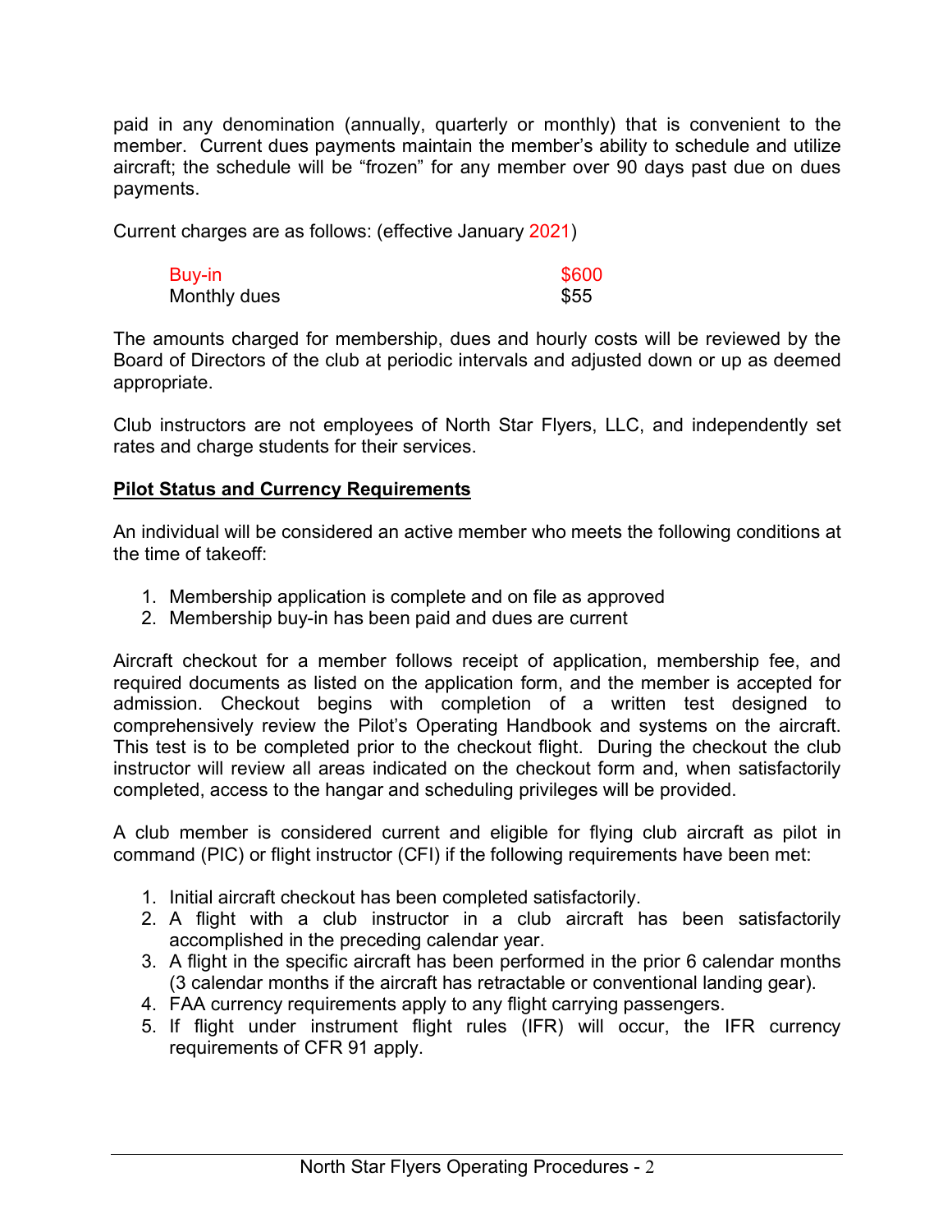paid in any denomination (annually, quarterly or monthly) that is convenient to the member. Current dues payments maintain the member's ability to schedule and utilize aircraft; the schedule will be "frozen" for any member over 90 days past due on dues payments.

Current charges are as follows: (effective January 2021)

| | |
|---|---|
| Buy-in | $600 |
| Monthly dues | $55 |

The amounts charged for membership, dues and hourly costs will be reviewed by the Board of Directors of the club at periodic intervals and adjusted down or up as deemed appropriate.

Club instructors are not employees of North Star Flyers, LLC, and independently set rates and charge students for their services.

## Pilot Status and Currency Requirements

An individual will be considered an active member who meets the following conditions at the time of takeoff:

1. Membership application is complete and on file as approved
2. Membership buy-in has been paid and dues are current

Aircraft checkout for a member follows receipt of application, membership fee, and required documents as listed on the application form, and the member is accepted for admission. Checkout begins with completion of a written test designed to comprehensively review the Pilot's Operating Handbook and systems on the aircraft. This test is to be completed prior to the checkout flight. During the checkout the club instructor will review all areas indicated on the checkout form and, when satisfactorily completed, access to the hangar and scheduling privileges will be provided.

A club member is considered current and eligible for flying club aircraft as pilot in command (PIC) or flight instructor (CFI) if the following requirements have been met:

1. Initial aircraft checkout has been completed satisfactorily.
2. A flight with a club instructor in a club aircraft has been satisfactorily accomplished in the preceding calendar year.
3. A flight in the specific aircraft has been performed in the prior 6 calendar months (3 calendar months if the aircraft has retractable or conventional landing gear).
4. FAA currency requirements apply to any flight carrying passengers.
5. If flight under instrument flight rules (IFR) will occur, the IFR currency requirements of CFR 91 apply.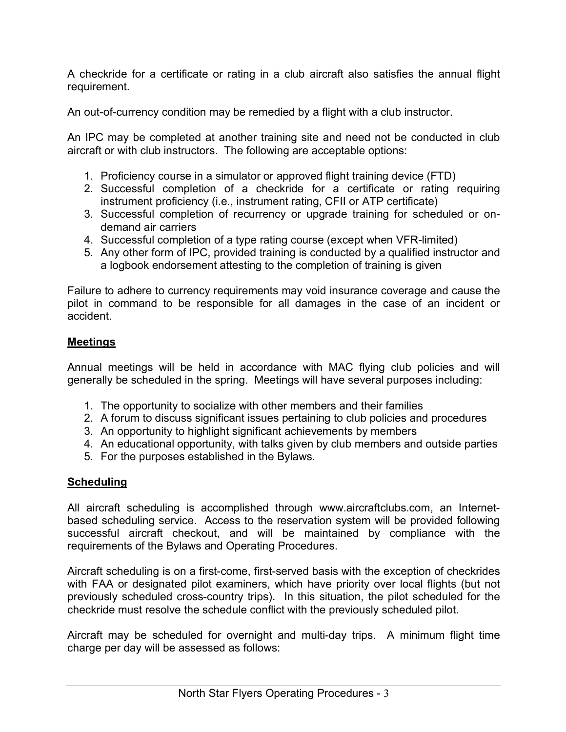A checkride for a certificate or rating in a club aircraft also satisfies the annual flight requirement.

An out-of-currency condition may be remedied by a flight with a club instructor.

An IPC may be completed at another training site and need not be conducted in club aircraft or with club instructors. The following are acceptable options:

1. Proficiency course in a simulator or approved flight training device (FTD)
2. Successful completion of a checkride for a certificate or rating requiring instrument proficiency (i.e., instrument rating, CFII or ATP certificate)
3. Successful completion of recurrency or upgrade training for scheduled or on-demand air carriers
4. Successful completion of a type rating course (except when VFR-limited)
5. Any other form of IPC, provided training is conducted by a qualified instructor and a logbook endorsement attesting to the completion of training is given

Failure to adhere to currency requirements may void insurance coverage and cause the pilot in command to be responsible for all damages in the case of an incident or accident.

## Meetings

Annual meetings will be held in accordance with MAC flying club policies and will generally be scheduled in the spring. Meetings will have several purposes including:

1. The opportunity to socialize with other members and their families
2. A forum to discuss significant issues pertaining to club policies and procedures
3. An opportunity to highlight significant achievements by members
4. An educational opportunity, with talks given by club members and outside parties
5. For the purposes established in the Bylaws.

## Scheduling

All aircraft scheduling is accomplished through www.aircraftclubs.com, an Internet-based scheduling service. Access to the reservation system will be provided following successful aircraft checkout, and will be maintained by compliance with the requirements of the Bylaws and Operating Procedures.

Aircraft scheduling is on a first-come, first-served basis with the exception of checkrides with FAA or designated pilot examiners, which have priority over local flights (but not previously scheduled cross-country trips). In this situation, the pilot scheduled for the checkride must resolve the schedule conflict with the previously scheduled pilot.

Aircraft may be scheduled for overnight and multi-day trips. A minimum flight time charge per day will be assessed as follows: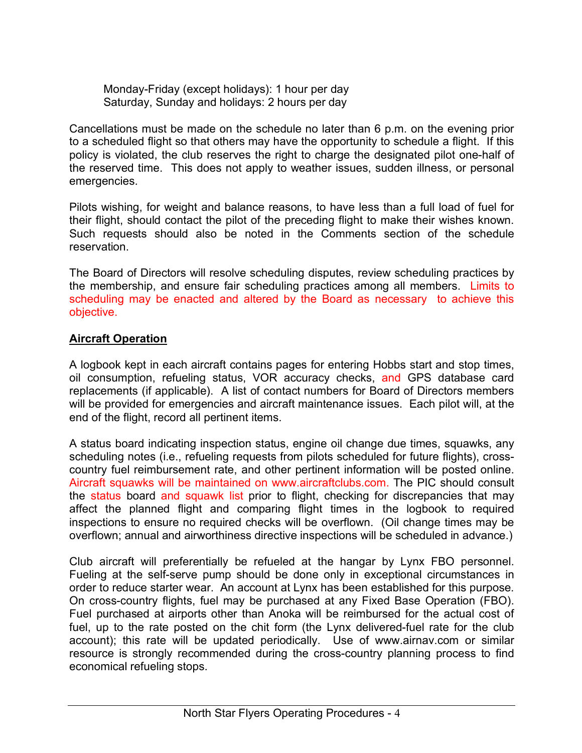Monday-Friday (except holidays): 1 hour per day
Saturday, Sunday and holidays: 2 hours per day

Cancellations must be made on the schedule no later than 6 p.m. on the evening prior to a scheduled flight so that others may have the opportunity to schedule a flight. If this policy is violated, the club reserves the right to charge the designated pilot one-half of the reserved time. This does not apply to weather issues, sudden illness, or personal emergencies.

Pilots wishing, for weight and balance reasons, to have less than a full load of fuel for their flight, should contact the pilot of the preceding flight to make their wishes known. Such requests should also be noted in the Comments section of the schedule reservation.

The Board of Directors will resolve scheduling disputes, review scheduling practices by the membership, and ensure fair scheduling practices among all members. Limits to scheduling may be enacted and altered by the Board as necessary to achieve this objective.

## Aircraft Operation

A logbook kept in each aircraft contains pages for entering Hobbs start and stop times, oil consumption, refueling status, VOR accuracy checks, and GPS database card replacements (if applicable). A list of contact numbers for Board of Directors members will be provided for emergencies and aircraft maintenance issues. Each pilot will, at the end of the flight, record all pertinent items.

A status board indicating inspection status, engine oil change due times, squawks, any scheduling notes (i.e., refueling requests from pilots scheduled for future flights), cross-country fuel reimbursement rate, and other pertinent information will be posted online. Aircraft squawks will be maintained on www.aircraftclubs.com. The PIC should consult the status board and squawk list prior to flight, checking for discrepancies that may affect the planned flight and comparing flight times in the logbook to required inspections to ensure no required checks will be overflown. (Oil change times may be overflown; annual and airworthiness directive inspections will be scheduled in advance.)

Club aircraft will preferentially be refueled at the hangar by Lynx FBO personnel. Fueling at the self-serve pump should be done only in exceptional circumstances in order to reduce starter wear. An account at Lynx has been established for this purpose. On cross-country flights, fuel may be purchased at any Fixed Base Operation (FBO). Fuel purchased at airports other than Anoka will be reimbursed for the actual cost of fuel, up to the rate posted on the chit form (the Lynx delivered-fuel rate for the club account); this rate will be updated periodically. Use of www.airnav.com or similar resource is strongly recommended during the cross-country planning process to find economical refueling stops.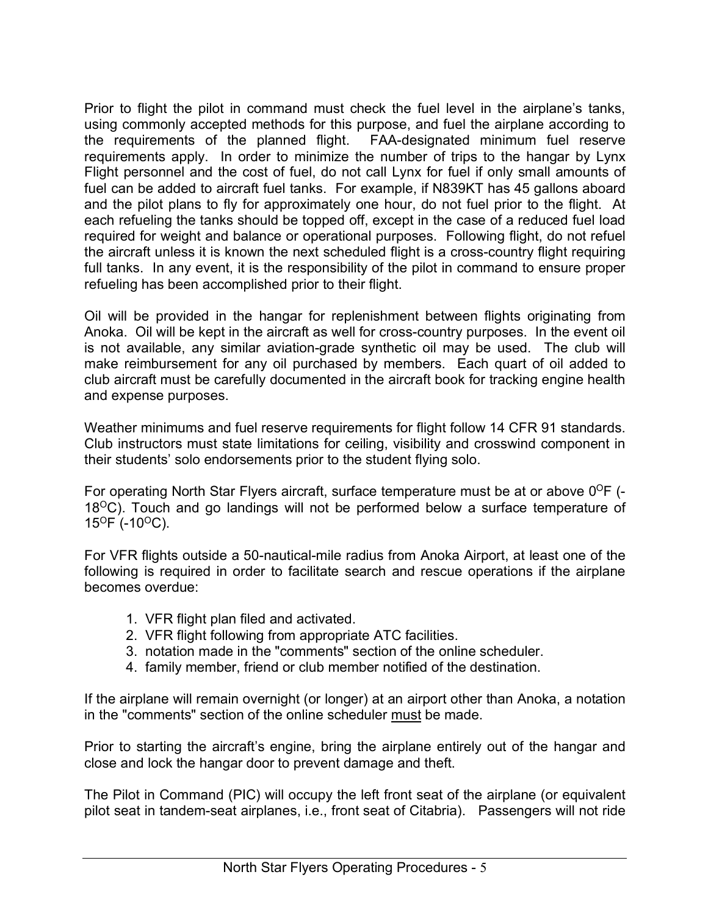Prior to flight the pilot in command must check the fuel level in the airplane's tanks, using commonly accepted methods for this purpose, and fuel the airplane according to the requirements of the planned flight. FAA-designated minimum fuel reserve requirements apply. In order to minimize the number of trips to the hangar by Lynx Flight personnel and the cost of fuel, do not call Lynx for fuel if only small amounts of fuel can be added to aircraft fuel tanks. For example, if N839KT has 45 gallons aboard and the pilot plans to fly for approximately one hour, do not fuel prior to the flight. At each refueling the tanks should be topped off, except in the case of a reduced fuel load required for weight and balance or operational purposes. Following flight, do not refuel the aircraft unless it is known the next scheduled flight is a cross-country flight requiring full tanks. In any event, it is the responsibility of the pilot in command to ensure proper refueling has been accomplished prior to their flight.

Oil will be provided in the hangar for replenishment between flights originating from Anoka. Oil will be kept in the aircraft as well for cross-country purposes. In the event oil is not available, any similar aviation-grade synthetic oil may be used. The club will make reimbursement for any oil purchased by members. Each quart of oil added to club aircraft must be carefully documented in the aircraft book for tracking engine health and expense purposes.

Weather minimums and fuel reserve requirements for flight follow 14 CFR 91 standards. Club instructors must state limitations for ceiling, visibility and crosswind component in their students' solo endorsements prior to the student flying solo.

For operating North Star Flyers aircraft, surface temperature must be at or above $0^{O}$F ($-18^{O}$C). Touch and go landings will not be performed below a surface temperature of $15^{O}$F ($-10^{O}$C).

For VFR flights outside a 50-nautical-mile radius from Anoka Airport, at least one of the following is required in order to facilitate search and rescue operations if the airplane becomes overdue:

1. VFR flight plan filed and activated.
2. VFR flight following from appropriate ATC facilities.
3. notation made in the "comments" section of the online scheduler.
4. family member, friend or club member notified of the destination.

If the airplane will remain overnight (or longer) at an airport other than Anoka, a notation in the "comments" section of the online scheduler <u>must</u> be made.

Prior to starting the aircraft's engine, bring the airplane entirely out of the hangar and close and lock the hangar door to prevent damage and theft.

The Pilot in Command (PIC) will occupy the left front seat of the airplane (or equivalent pilot seat in tandem-seat airplanes, i.e., front seat of Citabria). Passengers will not ride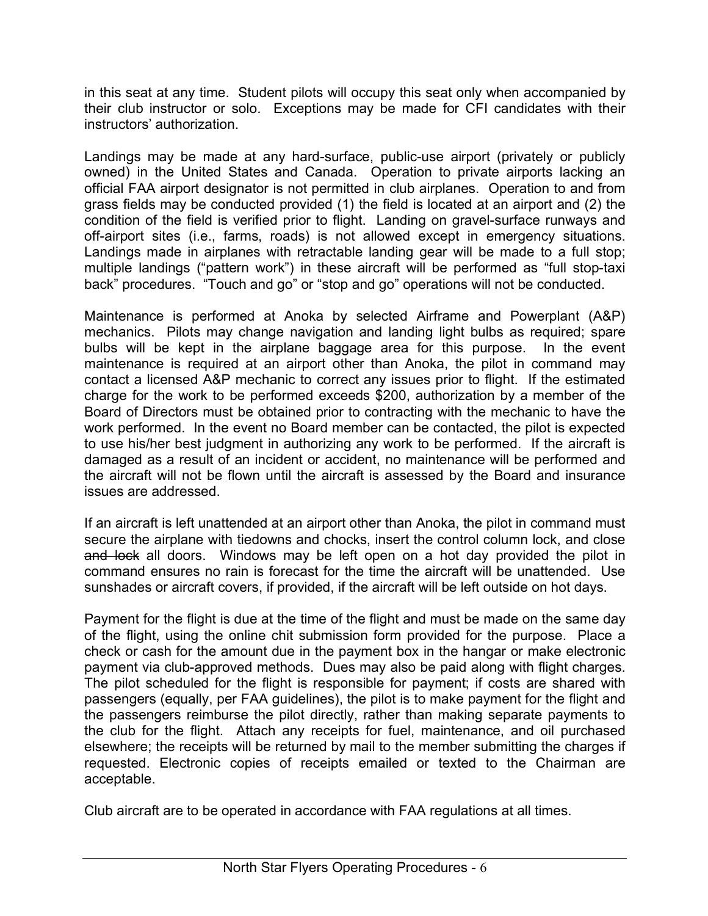in this seat at any time. Student pilots will occupy this seat only when accompanied by their club instructor or solo. Exceptions may be made for CFI candidates with their instructors' authorization.

Landings may be made at any hard-surface, public-use airport (privately or publicly owned) in the United States and Canada. Operation to private airports lacking an official FAA airport designator is not permitted in club airplanes. Operation to and from grass fields may be conducted provided (1) the field is located at an airport and (2) the condition of the field is verified prior to flight. Landing on gravel-surface runways and off-airport sites (i.e., farms, roads) is not allowed except in emergency situations. Landings made in airplanes with retractable landing gear will be made to a full stop; multiple landings ("pattern work") in these aircraft will be performed as "full stop-taxi back" procedures. "Touch and go" or "stop and go" operations will not be conducted.

Maintenance is performed at Anoka by selected Airframe and Powerplant (A&P) mechanics. Pilots may change navigation and landing light bulbs as required; spare bulbs will be kept in the airplane baggage area for this purpose. In the event maintenance is required at an airport other than Anoka, the pilot in command may contact a licensed A&P mechanic to correct any issues prior to flight. If the estimated charge for the work to be performed exceeds $200, authorization by a member of the Board of Directors must be obtained prior to contracting with the mechanic to have the work performed. In the event no Board member can be contacted, the pilot is expected to use his/her best judgment in authorizing any work to be performed. If the aircraft is damaged as a result of an incident or accident, no maintenance will be performed and the aircraft will not be flown until the aircraft is assessed by the Board and insurance issues are addressed.

If an aircraft is left unattended at an airport other than Anoka, the pilot in command must secure the airplane with tiedowns and chocks, insert the control column lock, and close ~~and lock~~ all doors. Windows may be left open on a hot day provided the pilot in command ensures no rain is forecast for the time the aircraft will be unattended. Use sunshades or aircraft covers, if provided, if the aircraft will be left outside on hot days.

Payment for the flight is due at the time of the flight and must be made on the same day of the flight, using the online chit submission form provided for the purpose. Place a check or cash for the amount due in the payment box in the hangar or make electronic payment via club-approved methods. Dues may also be paid along with flight charges. The pilot scheduled for the flight is responsible for payment; if costs are shared with passengers (equally, per FAA guidelines), the pilot is to make payment for the flight and the passengers reimburse the pilot directly, rather than making separate payments to the club for the flight. Attach any receipts for fuel, maintenance, and oil purchased elsewhere; the receipts will be returned by mail to the member submitting the charges if requested. Electronic copies of receipts emailed or texted to the Chairman are acceptable.

Club aircraft are to be operated in accordance with FAA regulations at all times.